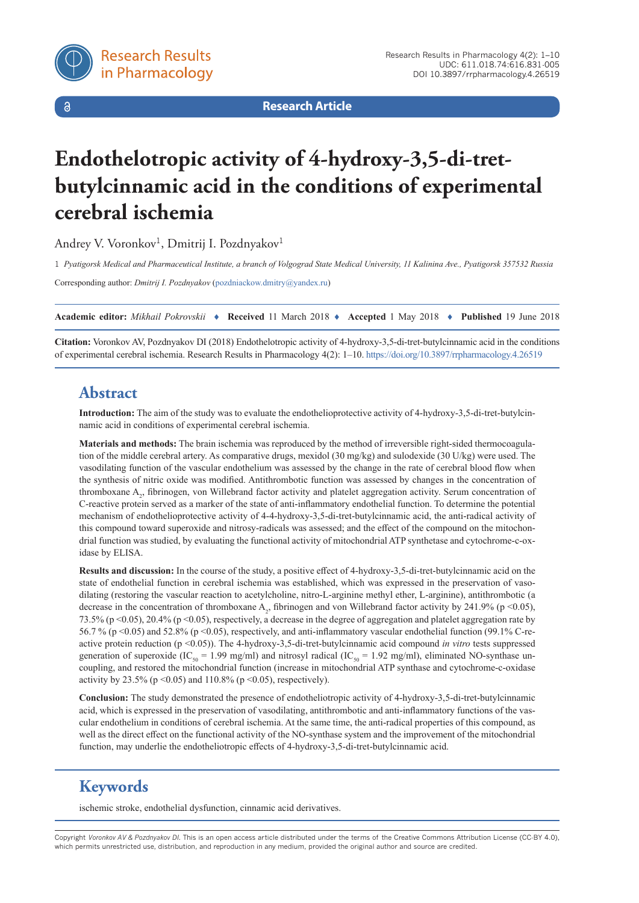**Research Article**

# Endothelotropic activity of 4-hydroxy-3,5-di-tret-butylcinnamic acid in the conditions of experimental cerebral ischemia

Andrey V. Voronkov[1], Dmitrij I. Pozdnyakov[1]

1 *Pyatigorsk Medical and Pharmaceutical Institute, a branch of Volgograd State Medical University, 11 Kalinina Ave., Pyatigorsk 357532 Russia*

Corresponding author: *Dmitrij I. Pozdnyakov* (pozdniackow.dmitry@yandex.ru)

**Academic editor:** *Mikhail Pokrovskii* ♦ **Received** 11 March 2018 ♦ **Accepted** 1 May 2018 ♦ **Published** 19 June 2018

**Citation:** Voronkov AV, Pozdnyakov DI (2018) Endothelotropic activity of 4-hydroxy-3,5-di-tret-butylcinnamic acid in the conditions of experimental cerebral ischemia. Research Results in Pharmacology 4(2): 1–10. https://doi.org/10.3897/rrpharmacology.4.26519

## Abstract

**Introduction:** The aim of the study was to evaluate the endothelioprotective activity of 4-hydroxy-3,5-di-tret-butylcinnamic acid in conditions of experimental cerebral ischemia.

**Materials and methods:** The brain ischemia was reproduced by the method of irreversible right-sided thermocoagulation of the middle cerebral artery. As comparative drugs, mexidol (30 mg/kg) and sulodexide (30 U/kg) were used. The vasodilating function of the vascular endothelium was assessed by the change in the rate of cerebral blood flow when the synthesis of nitric oxide was modified. Antithrombotic function was assessed by changes in the concentration of thromboxane $A_2$, fibrinogen, von Willebrand factor activity and platelet aggregation activity. Serum concentration of C-reactive protein served as a marker of the state of anti-inflammatory endothelial function. To determine the potential mechanism of endothelioprotective activity of 4-4-hydroxy-3,5-di-tret-butylcinnamic acid, the anti-radical activity of this compound toward superoxide and nitrosy-radicals was assessed; and the effect of the compound on the mitochondrial function was studied, by evaluating the functional activity of mitochondrial ATP synthetase and cytochrome-c-oxidase by ELISA.

**Results and discussion:** In the course of the study, a positive effect of 4-hydroxy-3,5-di-tret-butylcinnamic acid on the state of endothelial function in cerebral ischemia was established, which was expressed in the preservation of vasodilating (restoring the vascular reaction to acetylcholine, nitro-L-arginine methyl ether, L-arginine), antithrombotic (a decrease in the concentration of thromboxane $A_2$, fibrinogen and von Willebrand factor activity by 241.9% ($p < 0.05$), 73.5% ($p < 0.05$), 20.4% ($p < 0.05$), respectively, a decrease in the degree of aggregation and platelet aggregation rate by 56.7 % ($p < 0.05$) and 52.8% ($p < 0.05$), respectively, and anti-inflammatory vascular endothelial function (99.1% C-reactive protein reduction ($p < 0.05$)). The 4-hydroxy-3,5-di-tret-butylcinnamic acid compound *in vitro* tests suppressed generation of superoxide ($IC_{50} = 1.99$ mg/ml) and nitrosyl radical ($IC_{50} = 1.92$ mg/ml), eliminated NO-synthase uncoupling, and restored the mitochondrial function (increase in mitochondrial ATP synthase and cytochrome-c-oxidase activity by 23.5% ($p < 0.05$) and 110.8% ($p < 0.05$), respectively).

**Conclusion:** The study demonstrated the presence of endotheliotropic activity of 4-hydroxy-3,5-di-tret-butylcinnamic acid, which is expressed in the preservation of vasodilating, antithrombotic and anti-inflammatory functions of the vascular endothelium in conditions of cerebral ischemia. At the same time, the anti-radical properties of this compound, as well as the direct effect on the functional activity of the NO-synthase system and the improvement of the mitochondrial function, may underlie the endotheliotropic effects of 4-hydroxy-3,5-di-tret-butylcinnamic acid.

## Keywords

ischemic stroke, endothelial dysfunction, cinnamic acid derivatives.

Copyright *Voronkov AV & Pozdnyakov DI.* This is an open access article distributed under the terms of the Creative Commons Attribution License (CC-BY 4.0), which permits unrestricted use, distribution, and reproduction in any medium, provided the original author and source are credited.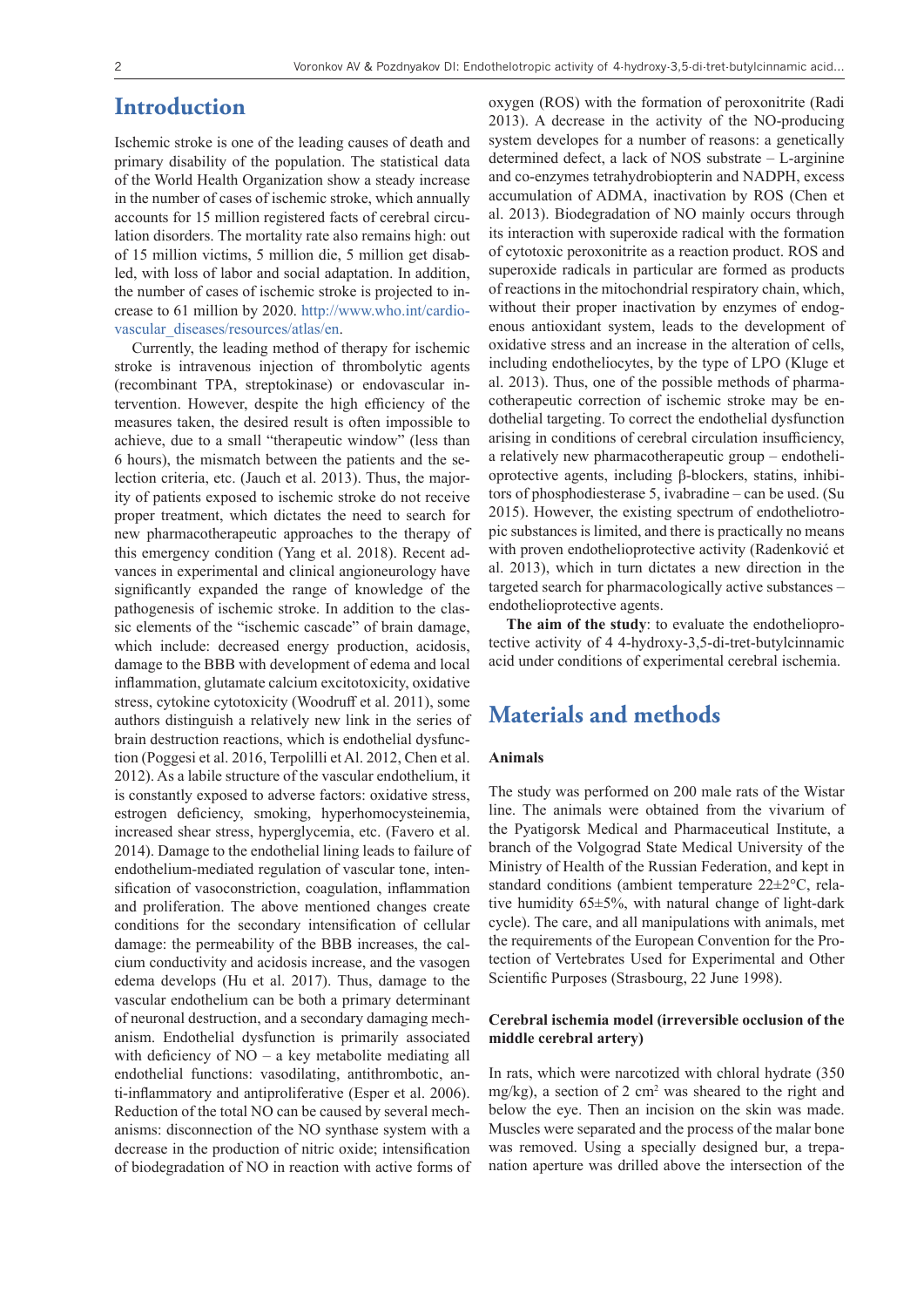## Introduction

Ischemic stroke is one of the leading causes of death and primary disability of the population. The statistical data of the World Health Organization show a steady increase in the number of cases of ischemic stroke, which annually accounts for 15 million registered facts of cerebral circulation disorders. The mortality rate also remains high: out of 15 million victims, 5 million die, 5 million get disabled, with loss of labor and social adaptation. In addition, the number of cases of ischemic stroke is projected to increase to 61 million by 2020. http://www.who.int/cardiovascular_diseases/resources/atlas/en.

Currently, the leading method of therapy for ischemic stroke is intravenous injection of thrombolytic agents (recombinant TPA, streptokinase) or endovascular intervention. However, despite the high efficiency of the measures taken, the desired result is often impossible to achieve, due to a small "therapeutic window" (less than 6 hours), the mismatch between the patients and the selection criteria, etc. (Jauch et al. 2013). Thus, the majority of patients exposed to ischemic stroke do not receive proper treatment, which dictates the need to search for new pharmacotherapeutic approaches to the therapy of this emergency condition (Yang et al. 2018). Recent advances in experimental and clinical angioneurology have significantly expanded the range of knowledge of the pathogenesis of ischemic stroke. In addition to the classic elements of the "ischemic cascade" of brain damage, which include: decreased energy production, acidosis, damage to the BBB with development of edema and local inflammation, glutamate calcium excitotoxicity, oxidative stress, cytokine cytotoxicity (Woodruff et al. 2011), some authors distinguish a relatively new link in the series of brain destruction reactions, which is endothelial dysfunction (Poggesi et al. 2016, Terpolilli et Al. 2012, Chen et al. 2012). As a labile structure of the vascular endothelium, it is constantly exposed to adverse factors: oxidative stress, estrogen deficiency, smoking, hyperhomocysteinemia, increased shear stress, hyperglycemia, etc. (Favero et al. 2014). Damage to the endothelial lining leads to failure of endothelium-mediated regulation of vascular tone, intensification of vasoconstriction, coagulation, inflammation and proliferation. The above mentioned changes create conditions for the secondary intensification of cellular damage: the permeability of the BBB increases, the calcium conductivity and acidosis increase, and the vasogen edema develops (Hu et al. 2017). Thus, damage to the vascular endothelium can be both a primary determinant of neuronal destruction, and a secondary damaging mechanism. Endothelial dysfunction is primarily associated with deficiency of NO – a key metabolite mediating all endothelial functions: vasodilating, antithrombotic, anti-inflammatory and antiproliferative (Esper et al. 2006). Reduction of the total NO can be caused by several mechanisms: disconnection of the NO synthase system with a decrease in the production of nitric oxide; intensification of biodegradation of NO in reaction with active forms of oxygen (ROS) with the formation of peroxonitrite (Radi 2013). A decrease in the activity of the NO-producing system developes for a number of reasons: a genetically determined defect, a lack of NOS substrate – L-arginine and co-enzymes tetrahydrobiopterin and NADPH, excess accumulation of ADMA, inactivation by ROS (Chen et al. 2013). Biodegradation of NO mainly occurs through its interaction with superoxide radical with the formation of cytotoxic peroxynitrite as a reaction product. ROS and superoxide radicals in particular are formed as products of reactions in the mitochondrial respiratory chain, which, without their proper inactivation by enzymes of endogenous antioxidant system, leads to the development of oxidative stress and an increase in the alteration of cells, including endotheliocytes, by the type of LPO (Kluge et al. 2013). Thus, one of the possible methods of pharmacotherapeutic correction of ischemic stroke may be endothelial targeting. To correct the endothelial dysfunction arising in conditions of cerebral circulation insufficiency, a relatively new pharmacotherapeutic group – endothelioprotective agents, including β-blockers, statins, inhibitors of phosphodiesterase 5, ivabradine – can be used. (Su 2015). However, the existing spectrum of endotheliotropic substances is limited, and there is practically no means with proven endothelioprotective activity (Radenković et al. 2013), which in turn dictates a new direction in the targeted search for pharmacologically active substances – endothelioprotective agents.

**The aim of the study**: to evaluate the endothelioprotective activity of 4 4-hydroxy-3,5-di-tret-butylcinnamic acid under conditions of experimental cerebral ischemia.

## Materials and methods

### Animals

The study was performed on 200 male rats of the Wistar line. The animals were obtained from the vivarium of the Pyatigorsk Medical and Pharmaceutical Institute, a branch of the Volgograd State Medical University of the Ministry of Health of the Russian Federation, and kept in standard conditions (ambient temperature 22±2°C, relative humidity 65±5%, with natural change of light-dark cycle). The care, and all manipulations with animals, met the requirements of the European Convention for the Protection of Vertebrates Used for Experimental and Other Scientific Purposes (Strasbourg, 22 June 1998).

### Cerebral ischemia model (irreversible occlusion of the middle cerebral artery)

In rats, which were narcotized with chloral hydrate (350 mg/kg), a section of 2 $cm^2$ was sheared to the right and below the eye. Then an incision on the skin was made. Muscles were separated and the process of the malar bone was removed. Using a specially designed bur, a trepanation aperture was drilled above the intersection of the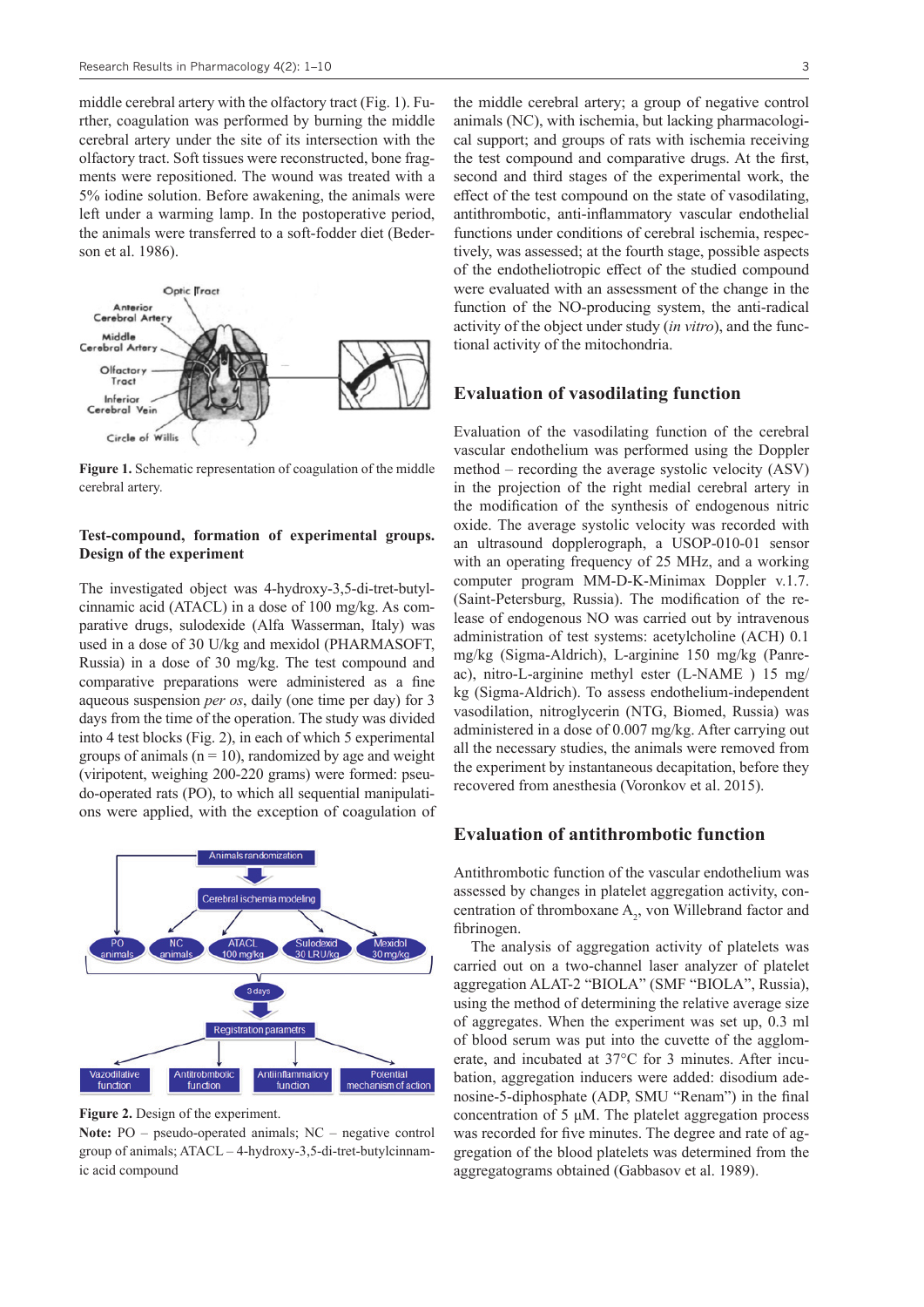middle cerebral artery with the olfactory tract (Fig. 1). Further, coagulation was performed by burning the middle cerebral artery under the site of its intersection with the olfactory tract. Soft tissues were reconstructed, bone fragments were repositioned. The wound was treated with a 5% iodine solution. Before awakening, the animals were left under a warming lamp. In the postoperative period, the animals were transferred to a soft-fodder diet (Bederson et al. 1986).

**Figure 1.** Schematic representation of coagulation of the middle cerebral artery.

### Test-compound, formation of experimental groups. Design of the experiment

The investigated object was 4-hydroxy-3,5-di-tret-butylcinnamic acid (ATACL) in a dose of 100 mg/kg. As comparative drugs, sulodexide (Alfa Wasserman, Italy) was used in a dose of 30 U/kg and mexidol (PHARMASOFT, Russia) in a dose of 30 mg/kg. The test compound and comparative preparations were administered as a fine aqueous suspension *per os*, daily (one time per day) for 3 days from the time of the operation. The study was divided into 4 test blocks (Fig. 2), in each of which 5 experimental groups of animals (n = 10), randomized by age and weight (viripotent, weighing 200-220 grams) were formed: pseudo-operated rats (PO), to which all sequential manipulations were applied, with the exception of coagulation of the middle cerebral artery; a group of negative control animals (NC), with ischemia, but lacking pharmacological support; and groups of rats with ischemia receiving the test compound and comparative drugs. At the first, second and third stages of the experimental work, the effect of the test compound on the state of vasodilating, antithrombotic, anti-inflammatory vascular endothelial functions under conditions of cerebral ischemia, respectively, was assessed; at the fourth stage, possible aspects of the endotheliotropic effect of the studied compound were evaluated with an assessment of the change in the function of the NO-producing system, the anti-radical activity of the object under study (*in vitro*), and the functional activity of the mitochondria.

**Figure 2.** Design of the experiment.

**Note:** PO – pseudo-operated animals; NC – negative control group of animals; ATACL – 4-hydroxy-3,5-di-tret-butylcinnamic acid compound

## Evaluation of vasodilating function

Evaluation of the vasodilating function of the cerebral vascular endothelium was performed using the Doppler method – recording the average systolic velocity (ASV) in the projection of the right medial cerebral artery in the modification of the synthesis of endogenous nitric oxide. The average systolic velocity was recorded with an ultrasound dopplerograph, a USOP-010-01 sensor with an operating frequency of 25 MHz, and a working computer program MM-D-K-Minimax Doppler v.1.7. (Saint-Petersburg, Russia). The modification of the release of endogenous NO was carried out by intravenous administration of test systems: acetylcholine (ACH) 0.1 mg/kg (Sigma-Aldrich), L-arginine 150 mg/kg (Panreac), nitro-L-arginine methyl ester (L-NAME ) 15 mg/kg (Sigma-Aldrich). To assess endothelium-independent vasodilation, nitroglycerin (NTG, Biomed, Russia) was administered in a dose of 0.007 mg/kg. After carrying out all the necessary studies, the animals were removed from the experiment by instantaneous decapitation, before they recovered from anesthesia (Voronkov et al. 2015).

## Evaluation of antithrombotic function

Antithrombotic function of the vascular endothelium was assessed by changes in platelet aggregation activity, concentration of thromboxane $A_2$, von Willebrand factor and fibrinogen.

The analysis of aggregation activity of platelets was carried out on a two-channel laser analyzer of platelet aggregation ALAT-2 "BIOLA" (SMF "BIOLA", Russia), using the method of determining the relative average size of aggregates. When the experiment was set up, 0.3 ml of blood serum was put into the cuvette of the agglomerate, and incubated at 37°C for 3 minutes. After incubation, aggregation inducers were added: disodium adenosine-5-diphosphate (ADP, SMU "Renam") in the final concentration of 5 µM. The platelet aggregation process was recorded for five minutes. The degree and rate of aggregation of the blood platelets was determined from the aggregatograms obtained (Gabbasov et al. 1989).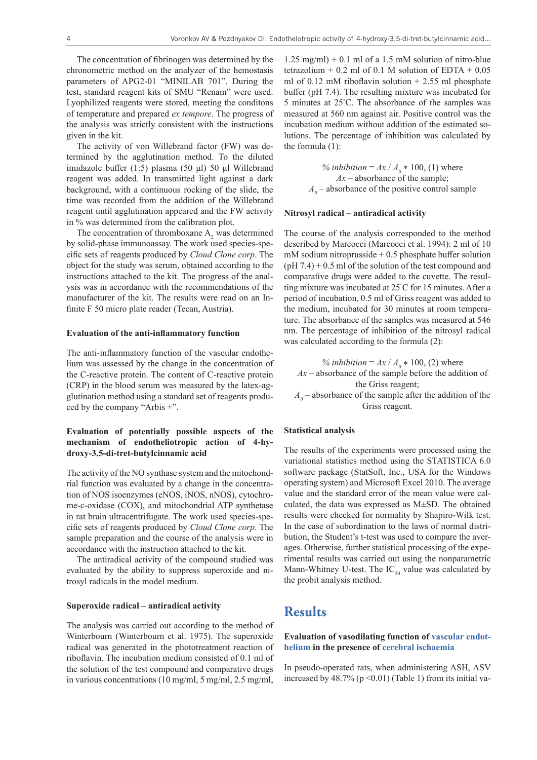The concentration of fibrinogen was determined by the chronometric method on the analyzer of the hemostasis parameters of APG2-01 "MINILAB 701". During the test, standard reagent kits of SMU "Renam" were used. Lyophilized reagents were stored, meeting the conditons of temperature and prepared *ex tempore*. The progress of the analysis was strictly consistent with the instructions given in the kit.

The activity of von Willebrand factor (FW) was determined by the agglutination method. To the diluted imidazole buffer (1:5) plasma (50 µl) 50 µl Willebrand reagent was added. In transmitted light against a dark background, with a continuous rocking of the slide, the time was recorded from the addition of the Willebrand reagent until agglutination appeared and the FW activity in % was determined from the calibration plot.

The concentration of thromboxane $A_2$ was determined by solid-phase immunoassay. The work used species-specific sets of reagents produced by *Cloud Clone corp*. The object for the study was serum, obtained according to the instructions attached to the kit. The progress of the analysis was in accordance with the recommendations of the manufacturer of the kit. The results were read on an Infinite F 50 micro plate reader (Tecan, Austria).

### Evaluation of the anti-inflammatory function

The anti-inflammatory function of the vascular endothelium was assessed by the change in the concentration of the C-reactive protein. The content of C-reactive protein (CRP) in the blood serum was measured by the latex-agglutination method using a standard set of reagents produced by the company "Arbis +".

### Evaluation of potentially possible aspects of the mechanism of endotheliotropic action of 4-hydroxy-3,5-di-tret-butylcinnamic acid

The activity of the NO synthase system and the mitochondrial function was evaluated by a change in the concentration of NOS isoenzymes (eNOS, iNOS, nNOS), cytochrome-c-oxidase (COX), and mitochondrial ATP synthetase in rat brain ultracentrifugate. The work used species-specific sets of reagents produced by *Cloud Clone corp*. The sample preparation and the course of the analysis were in accordance with the instruction attached to the kit.

The antiradical activity of the compound studied was evaluated by the ability to suppress superoxide and nitrosyl radicals in the model medium.

### Superoxide radical – antiradical activity

The analysis was carried out according to the method of Winterbourn (Winterbourn et al. 1975). The superoxide radical was generated in the phototreatment reaction of riboflavin. The incubation medium consisted of 0.1 ml of the solution of the test compound and comparative drugs in various concentrations (10 mg/ml, 5 mg/ml, 2.5 mg/ml, 1.25 mg/ml) + 0.1 ml of a 1.5 mM solution of nitro-blue tetrazolium + 0.2 ml of 0.1 M solution of EDTA + 0.05 ml of 0.12 mM riboflavin solution + 2.55 ml phosphate buffer (pH 7.4). The resulting mixture was incubated for 5 minutes at 25°C. The absorbance of the samples was measured at 560 nm against air. Positive control was the incubation medium without addition of the estimated solutions. The percentage of inhibition was calculated by the formula (1):

$$\%\ inhibition = Ax / A_0 * 100, \quad (1)$$

where
$Ax$ – absorbance of the sample;
$A_0$ – absorbance of the positive control sample

### Nitrosyl radical – antiradical activity

The course of the analysis corresponded to the method described by Marcocci (Marcocci et al. 1994): 2 ml of 10 mM sodium nitroprusside + 0.5 phosphate buffer solution (pH 7.4) + 0.5 ml of the solution of the test compound and comparative drugs were added to the cuvette. The resulting mixture was incubated at 25°C for 15 minutes. After a period of incubation, 0.5 ml of Griss reagent was added to the medium, incubated for 30 minutes at room temperature. The absorbance of the samples was measured at 546 nm. The percentage of inhibition of the nitrosyl radical was calculated according to the formula (2):

$$\%\ inhibition = Ax / A_0 * 100, \quad (2)$$

where
$Ax$ – absorbance of the sample before the addition of the Griss reagent;
$A_0$ – absorbance of the sample after the addition of the Griss reagent.

### Statistical analysis

The results of the experiments were processed using the variational statistics method using the STATISTICA 6.0 software package (StatSoft, Inc., USA for the Windows operating system) and Microsoft Excel 2010. The average value and the standard error of the mean value were calculated, the data was expressed as M±SD. The obtained results were checked for normality by Shapiro-Wilk test. In the case of subordination to the laws of normal distribution, the Student's t-test was used to compare the averages. Otherwise, further statistical processing of the experimental results was carried out using the nonparametric Mann-Whitney U-test. The $IC_{50}$ value was calculated by the probit analysis method.

## Results

### Evaluation of vasodilating function of vascular endothelium in the presence of cerebral ischaemia

In pseudo-operated rats, when administering ASH, ASV increased by 48.7% ($p < 0.01$) (Table 1) from its initial va-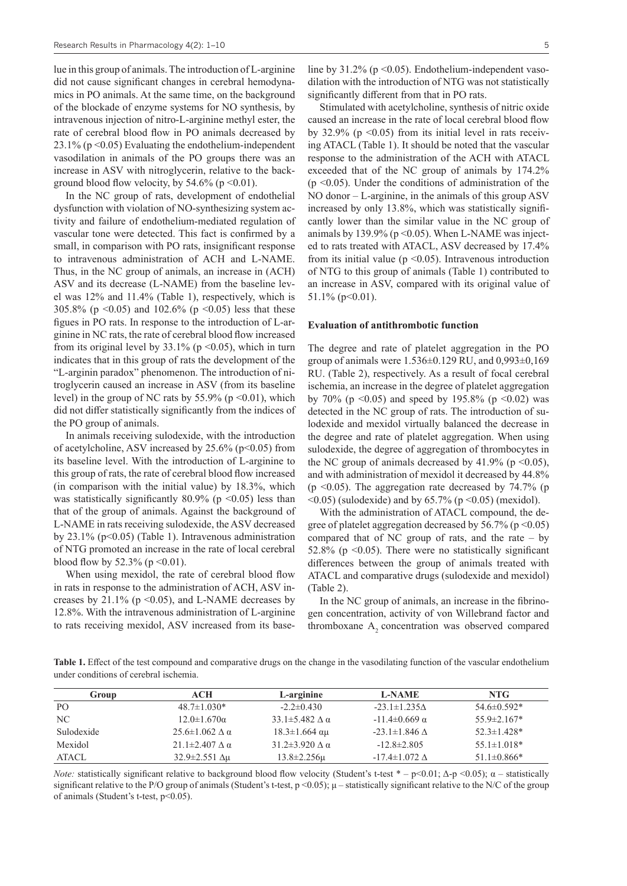lue in this group of animals. The introduction of L-arginine did not cause significant changes in cerebral hemodynamics in PO animals. At the same time, on the background of the blockade of enzyme systems for NO synthesis, by intravenous injection of nitro-L-arginine methyl ester, the rate of cerebral blood flow in PO animals decreased by 23.1% ($p < 0.05$) Evaluating the endothelium-independent vasodilation in animals of the PO groups there was an increase in ASV with nitroglycerin, relative to the background blood flow velocity, by 54.6% ($p < 0.01$).

In the NC group of rats, development of endothelial dysfunction with violation of NO-synthesizing system activity and failure of endothelium-mediated regulation of vascular tone were detected. This fact is confirmed by a small, in comparison with PO rats, insignificant response to intravenous administration of ACH and L-NAME. Thus, in the NC group of animals, an increase in (ACH) ASV and its decrease (L-NAME) from the baseline level was 12% and 11.4% (Table 1), respectively, which is 305.8% ($p < 0.05$) and 102.6% ($p < 0.05$) less that these figues in PO rats. In response to the introduction of L-arginine in NC rats, the rate of cerebral blood flow increased from its original level by 33.1% ($p < 0.05$), which in turn indicates that in this group of rats the development of the "L-arginin paradox" phenomenon. The introduction of nitroglycerin caused an increase in ASV (from its baseline level) in the group of NC rats by 55.9% ($p < 0.01$), which did not differ statistically significantly from the indices of the PO group of animals.

In animals receiving sulodexide, with the introduction of acetylcholine, ASV increased by 25.6% ($p<0.05$) from its baseline level. With the introduction of L-arginine to this group of rats, the rate of cerebral blood flow increased (in comparison with the initial value) by 18.3%, which was statistically significantly 80.9% ($p < 0.05$) less than that of the group of animals. Against the background of L-NAME in rats receiving sulodexide, the ASV decreased by 23.1% ($p<0.05$) (Table 1). Intravenous administration of NTG promoted an increase in the rate of local cerebral blood flow by 52.3% ($p < 0.01$).

When using mexidol, the rate of cerebral blood flow in rats in response to the administration of ACH, ASV increases by 21.1% ($p < 0.05$), and L-NAME decreases by 12.8%. With the intravenous administration of L-arginine to rats receiving mexidol, ASV increased from its baseline by 31.2% ($p < 0.05$). Endothelium-independent vasodilation with the introduction of NTG was not statistically significantly different from that in PO rats.

Stimulated with acetylcholine, synthesis of nitric oxide caused an increase in the rate of local cerebral blood flow by 32.9% ($p < 0.05$) from its initial level in rats receiving ATACL (Table 1). It should be noted that the vascular response to the administration of the ACH with ATACL exceeded that of the NC group of animals by 174.2% ($p < 0.05$). Under the conditions of administration of the NO donor – L-arginine, in the animals of this group ASV increased by only 13.8%, which was statistically significantly lower than the similar value in the NC group of animals by 139.9% ($p < 0.05$). When L-NAME was injected to rats treated with ATACL, ASV decreased by 17.4% from its initial value ($p < 0.05$). Intravenous introduction of NTG to this group of animals (Table 1) contributed to an increase in ASV, compared with its original value of 51.1% ($p<0.01$).

#### Evaluation of antithrombotic function

The degree and rate of platelet aggregation in the PO group of animals were 1.536±0.129 RU, and 0,993±0,169 RU. (Table 2), respectively. As a result of focal cerebral ischemia, an increase in the degree of platelet aggregation by 70% ($p < 0.05$) and speed by 195.8% ($p < 0.02$) was detected in the NC group of rats. The introduction of sulodexide and mexidol virtually balanced the decrease in the degree and rate of platelet aggregation. When using sulodexide, the degree of aggregation of thrombocytes in the NC group of animals decreased by 41.9% ($p < 0.05$), and with administration of mexidol it decreased by 44.8% ($p < 0.05$). The aggregation rate decreased by 74.7% ($p < 0.05$) (sulodexide) and by 65.7% ($p < 0.05$) (mexidol).

With the administration of ATACL compound, the degree of platelet aggregation decreased by 56.7% ($p < 0.05$) compared that of NC group of rats, and the rate – by 52.8% ($p < 0.05$). There were no statistically significant differences between the group of animals treated with ATACL and comparative drugs (sulodexide and mexidol) (Table 2).

In the NC group of animals, an increase in the fibrinogen concentration, activity of von Willebrand factor and thromboxane $A_2$ concentration was observed compared

**Table 1.** Effect of the test compound and comparative drugs on the change in the vasodilating function of the vascular endothelium under conditions of cerebral ischemia.

| Group | ACH | L-arginine | L-NAME | NTG |
|---|---|---|---|---|
| PO | 48.7±1.030* | -2.2±0.430 | -23.1±1.235Δ | 54.6±0.592* |
| NC | 12.0±1.670α | 33.1±5.482 Δ α | -11.4±0.669 α | 55.9±2.167* |
| Sulodexide | 25.6±1.062 Δ α | 18.3±1.664 αμ | -23.1±1.846 Δ | 52.3±1.428* |
| Mexidol | 21.1±2.407 Δ α | 31.2±3.920 Δ α | -12.8±2.805 | 55.1±1.018* |
| ATACL | 32.9±2.551 Δμ | 13.8±2.256μ | -17.4±1.072 Δ | 51.1±0.866* |

*Note:* statistically significant relative to background blood flow velocity (Student's t-test * – $p<0.01$; Δ-$p < 0.05$); α – statistically significant relative to the P/O group of animals (Student's t-test, $p < 0.05$); μ – statistically significant relative to the N/C of the group of animals (Student's t-test, $p<0.05$).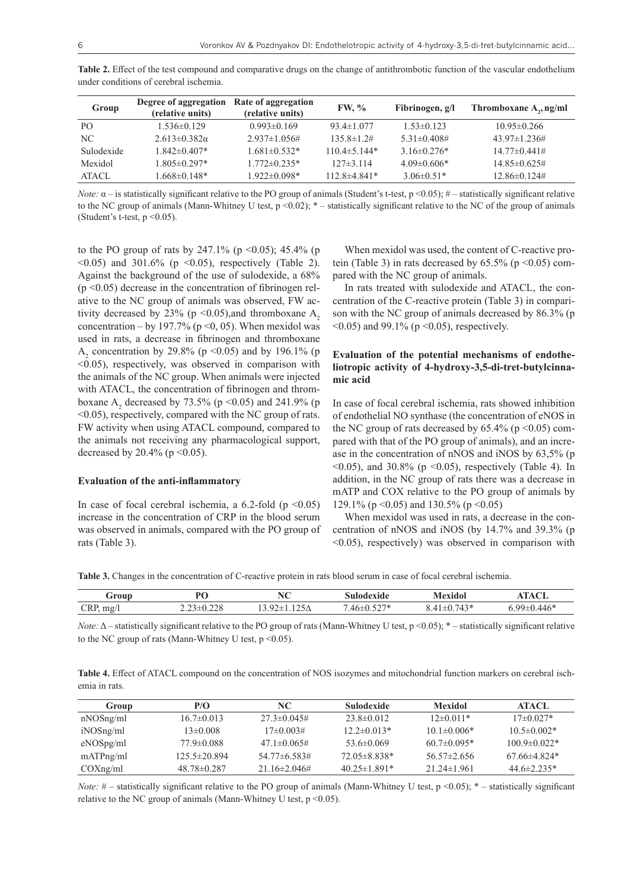**Table 2.** Effect of the test compound and comparative drugs on the change of antithrombotic function of the vascular endothelium under conditions of cerebral ischemia.

| Group | Degree of aggregation (relative units) | Rate of aggregation (relative units) | FW, % | Fibrinogen, g/l | Thromboxane $A_2$, ng/ml |
|---|---|---|---|---|---|
| PO | 1.536±0.129 | 0.993±0.169 | 93.4±1.077 | 1.53±0.123 | 10.95±0.266 |
| NC | 2.613±0.382α | 2.937±1.056# | 135.8±1.2# | 5.31±0.408# | 43.97±1.236# |
| Sulodexide | 1.842±0.407* | 1.681±0.532* | 110.4±5.144* | 3.16±0.276* | 14.77±0.441# |
| Mexidol | 1.805±0.297* | 1.772±0.235* | 127±3.114 | 4.09±0.606* | 14.85±0.625# |
| ATACL | 1.668±0.148* | 1.922±0.098* | 112.8±4.841* | 3.06±0.51* | 12.86±0.124# |

*Note:* α – is statistically significant relative to the PO group of animals (Student's t-test, $p < 0.05$); # – statistically significant relative to the NC group of animals (Mann-Whitney U test, $p < 0.02$); * – statistically significant relative to the NC of the group of animals (Student's t-test, $p < 0.05$).

to the PO group of rats by 247.1% ($p < 0.05$); 45.4% ($p < 0.05$) and 301.6% ($p < 0.05$), respectively (Table 2). Against the background of the use of sulodexide, a 68% ($p < 0.05$) decrease in the concentration of fibrinogen relative to the NC group of animals was observed, FW activity decreased by 23% ($p < 0.05$),and thromboxane $A_2$ concentration – by 197.7% ($p < 0, 05$). When mexidol was used in rats, a decrease in fibrinogen and thromboxane $A_2$ concentration by 29.8% ($p < 0.05$) and by 196.1% ($p < 0.05$), respectively, was observed in comparison with the animals of the NC group. When animals were injected with ATACL, the concentration of fibrinogen and thromboxane $A_2$ decreased by 73.5% ($p < 0.05$) and 241.9% ($p < 0.05$), respectively, compared with the NC group of rats. FW activity when using ATACL compound, compared to the animals not receiving any pharmacological support, decreased by 20.4% ($p < 0.05$).

### Evaluation of the anti-inflammatory

In case of focal cerebral ischemia, a 6.2-fold ($p < 0.05$) increase in the concentration of CRP in the blood serum was observed in animals, compared with the PO group of rats (Table 3).

When mexidol was used, the content of C-reactive protein (Table 3) in rats decreased by 65.5% ($p < 0.05$) compared with the NC group of animals.

In rats treated with sulodexide and ATACL, the concentration of the C-reactive protein (Table 3) in comparison with the NC group of animals decreased by 86.3% ($p < 0.05$) and 99.1% ($p < 0.05$), respectively.

### Evaluation of the potential mechanisms of endotheliotropic activity of 4-hydroxy-3,5-di-tret-butylcinnamic acid

In case of focal cerebral ischemia, rats showed inhibition of endothelial NO synthase (the concentration of eNOS in the NC group of rats decreased by 65.4% ($p < 0.05$) compared with that of the PO group of animals), and an increase in the concentration of nNOS and iNOS by 63,5% ($p < 0.05$), and 30.8% ($p < 0.05$), respectively (Table 4). In addition, in the NC group of rats there was a decrease in mATP and COX relative to the PO group of animals by 129.1% ($p < 0.05$) and 130.5% ($p < 0.05$)

When mexidol was used in rats, a decrease in the concentration of nNOS and iNOS (by 14.7% and 39.3% ($p < 0.05$), respectively) was observed in comparison with

**Table 3.** Changes in the concentration of C-reactive protein in rats blood serum in case of focal cerebral ischemia.

| Group | PO | NC | Sulodexide | Mexidol | ATACL |
|---|---|---|---|---|---|
| CRP, mg/l | 2.23±0.228 | 13.92±1.125Δ | 7.46±0.527* | 8.41±0.743* | 6.99±0.446* |

*Note:* Δ – statistically significant relative to the PO group of rats (Mann-Whitney U test, $p < 0.05$); * – statistically significant relative to the NC group of rats (Mann-Whitney U test, $p < 0.05$).

**Table 4.** Effect of ATACL compound on the concentration of NOS isozymes and mitochondrial function markers on cerebral ischemia in rats.

| Group | P/O | NC | Sulodexide | Mexidol | ATACL |
|---|---|---|---|---|---|
| nNOSng/ml | 16.7±0.013 | 27.3±0.045# | 23.8±0.012 | 12±0.011* | 17±0.027* |
| iNOSng/ml | 13±0.008 | 17±0.003# | 12.2±0.013* | 10.1±0.006* | 10.5±0.002* |
| eNOSpg/ml | 77.9±0.088 | 47.1±0.065# | 53.6±0.069 | 60.7±0.095* | 100.9±0.022* |
| mATPng/ml | 125.5±20.894 | 54.77±6.583# | 72.05±8.838* | 56.57±2.656 | 67.66±4.824* |
| COXng/ml | 48.78±0.287 | 21.16±2.046# | 40.25±1.891* | 21.24±1.961 | 44.6±2.235* |

*Note:* # – statistically significant relative to the PO group of animals (Mann-Whitney U test, $p < 0.05$); * – statistically significant relative to the NC group of animals (Mann-Whitney U test, $p < 0.05$).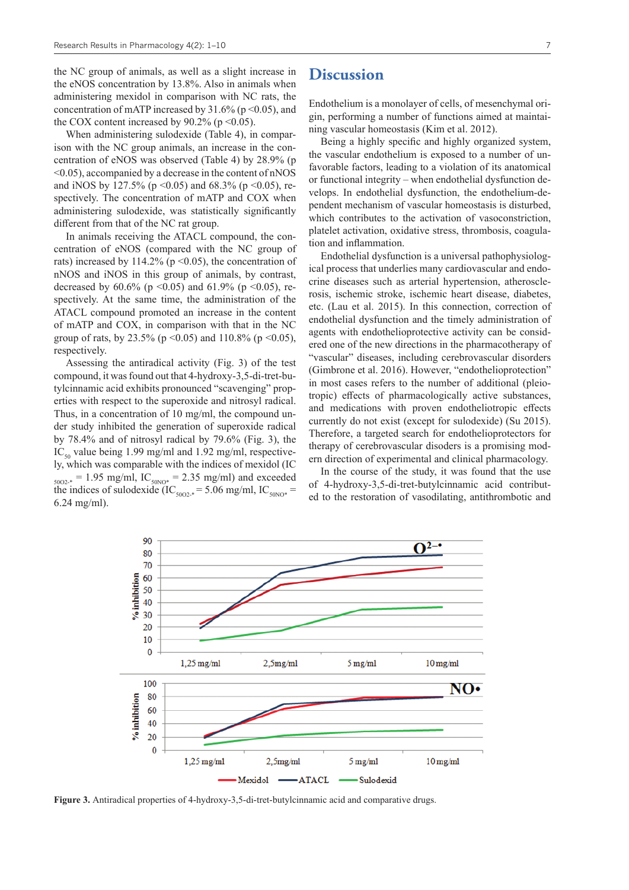the NC group of animals, as well as a slight increase in the eNOS concentration by 13.8%. Also in animals when administering mexidol in comparison with NC rats, the concentration of mATP increased by 31.6% ($p < 0.05$), and the COX content increased by 90.2% ($p < 0.05$).

When administering sulodexide (Table 4), in comparison with the NC group animals, an increase in the concentration of eNOS was observed (Table 4) by 28.9% ($p < 0.05$), accompanied by a decrease in the content of nNOS and iNOS by 127.5% ($p < 0.05$) and 68.3% ($p < 0.05$), respectively. The concentration of mATP and COX when administering sulodexide, was statistically significantly different from that of the NC rat group.

In animals receiving the ATACL compound, the concentration of eNOS (compared with the NC group of rats) increased by 114.2% ($p < 0.05$), the concentration of nNOS and iNOS in this group of animals, by contrast, decreased by 60.6% ($p < 0.05$) and 61.9% ($p < 0.05$), respectively. At the same time, the administration of the ATACL compound promoted an increase in the content of mATP and COX, in comparison with that in the NC group of rats, by 23.5% ($p < 0.05$) and 110.8% ($p < 0.05$), respectively.

Assessing the antiradical activity (Fig. 3) of the test compound, it was found out that 4-hydroxy-3,5-di-tret-butylcinnamic acid exhibits pronounced "scavenging" properties with respect to the superoxide and nitrosyl radical. Thus, in a concentration of 10 mg/ml, the compound under study inhibited the generation of superoxide radical by 78.4% and of nitrosyl radical by 79.6% (Fig. 3), the $IC_{50}$ value being 1.99 mg/ml and 1.92 mg/ml, respectively, which was comparable with the indices of mexidol ($IC_{50O2-*}$ = 1.95 mg/ml, $IC_{50NO*}$ = 2.35 mg/ml) and exceeded the indices of sulodexide ($IC_{50O2-*}$ = 5.06 mg/ml, $IC_{50NO*}$ = 6.24 mg/ml).

# Discussion

Endothelium is a monolayer of cells, of mesenchymal origin, performing a number of functions aimed at maintaining vascular homeostasis (Kim et al. 2012).

Being a highly specific and highly organized system, the vascular endothelium is exposed to a number of unfavorable factors, leading to a violation of its anatomical or functional integrity – when endothelial dysfunction develops. In endothelial dysfunction, the endothelium-dependent mechanism of vascular homeostasis is disturbed, which contributes to the activation of vasoconstriction, platelet activation, oxidative stress, thrombosis, coagulation and inflammation.

Endothelial dysfunction is a universal pathophysiological process that underlies many cardiovascular and endocrine diseases such as arterial hypertension, atherosclerosis, ischemic stroke, ischemic heart disease, diabetes, etc. (Lau et al. 2015). In this connection, correction of endothelial dysfunction and the timely administration of agents with endothelioprotective activity can be considered one of the new directions in the pharmacotherapy of "vascular" diseases, including cerebrovascular disorders (Gimbrone et al. 2016). However, "endothelioprotection" in most cases refers to the number of additional (pleiotropic) effects of pharmacologically active substances, and medications with proven endotheliotropic effects currently do not exist (except for sulodexide) (Su 2015). Therefore, a targeted search for endothelioprotectors for therapy of cerebrovascular disoders is a promising modern direction of experimental and clinical pharmacology.

In the course of the study, it was found that the use of 4-hydroxy-3,5-di-tret-butylcinnamic acid contributed to the restoration of vasodilating, antithrombotic and

**Figure 3.** Antiradical properties of 4-hydroxy-3,5-di-tret-butylcinnamic acid and comparative drugs.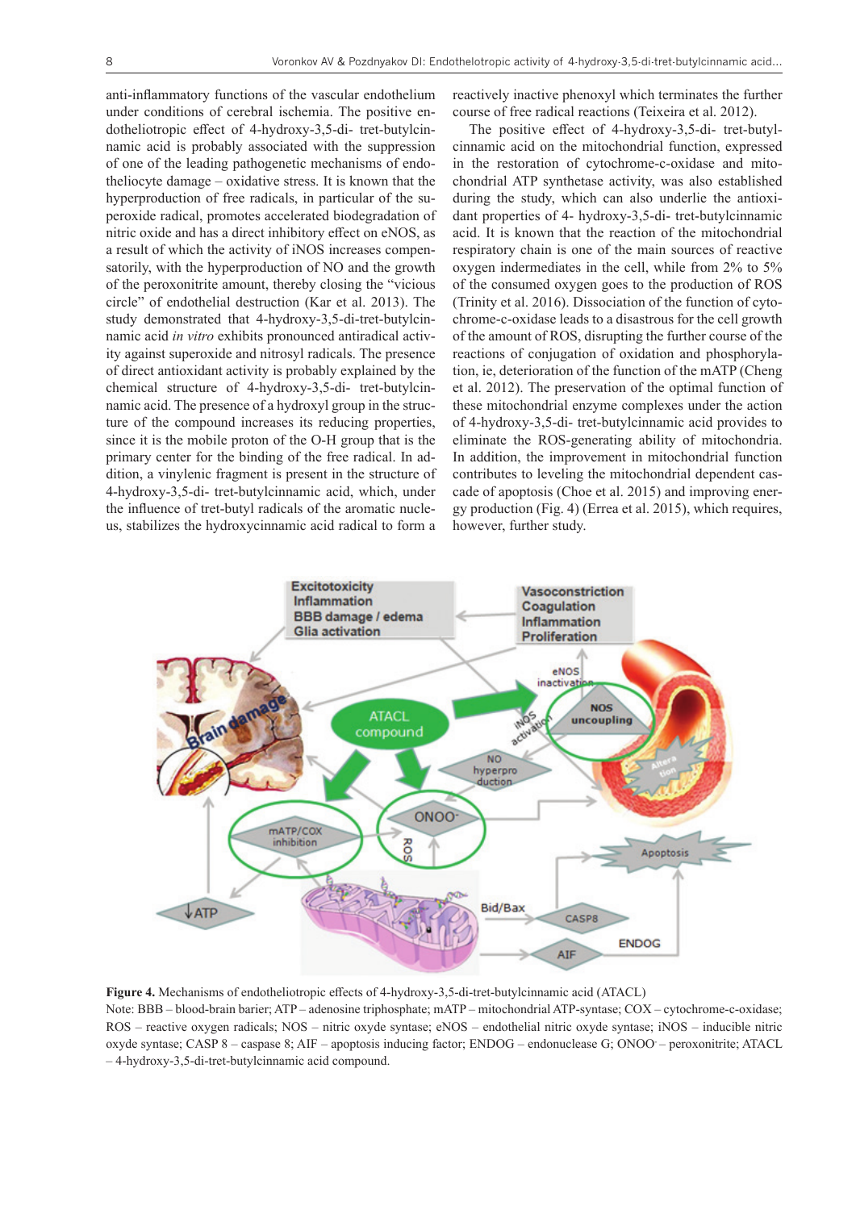anti-inflammatory functions of the vascular endothelium under conditions of cerebral ischemia. The positive endotheliotropic effect of 4-hydroxy-3,5-di- tret-butylcinnamic acid is probably associated with the suppression of one of the leading pathogenetic mechanisms of endotheliocyte damage – oxidative stress. It is known that the hyperproduction of free radicals, in particular of the superoxide radical, promotes accelerated biodegradation of nitric oxide and has a direct inhibitory effect on eNOS, as a result of which the activity of iNOS increases compensatorily, with the hyperproduction of NO and the growth of the peroxonitrite amount, thereby closing the "vicious circle" of endothelial destruction (Kar et al. 2013). The study demonstrated that 4-hydroxy-3,5-di-tret-butylcinnamic acid *in vitro* exhibits pronounced antiradical activity against superoxide and nitrosyl radicals. The presence of direct antioxidant activity is probably explained by the chemical structure of 4-hydroxy-3,5-di- tret-butylcinnamic acid. The presence of a hydroxyl group in the structure of the compound increases its reducing properties, since it is the mobile proton of the O-H group that is the primary center for the binding of the free radical. In addition, a vinylenic fragment is present in the structure of 4-hydroxy-3,5-di- tret-butylcinnamic acid, which, under the influence of tret-butyl radicals of the aromatic nucleus, stabilizes the hydroxycinnamic acid radical to form a reactively inactive phenoxyl which terminates the further course of free radical reactions (Teixeira et al. 2012).

The positive effect of 4-hydroxy-3,5-di- tret-butylcinnamic acid on the mitochondrial function, expressed in the restoration of cytochrome-c-oxidase and mitochondrial ATP synthetase activity, was also established during the study, which can also underlie the antioxidant properties of 4- hydroxy-3,5-di- tret-butylcinnamic acid. It is known that the reaction of the mitochondrial respiratory chain is one of the main sources of reactive oxygen indermediates in the cell, while from 2% to 5% of the consumed oxygen goes to the production of ROS (Trinity et al. 2016). Dissociation of the function of cytochrome-c-oxidase leads to a disastrous for the cell growth of the amount of ROS, disrupting the further course of the reactions of conjugation of oxidation and phosphorylation, ie, deterioration of the function of the mATP (Cheng et al. 2012). The preservation of the optimal function of these mitochondrial enzyme complexes under the action of 4-hydroxy-3,5-di- tret-butylcinnamic acid provides to eliminate the ROS-generating ability of mitochondria. In addition, the improvement in mitochondrial function contributes to leveling the mitochondrial dependent cascade of apoptosis (Choe et al. 2015) and improving energy production (Fig. 4) (Errea et al. 2015), which requires, however, further study.

**Figure 4.** Mechanisms of endotheliotropic effects of 4-hydroxy-3,5-di-tret-butylcinnamic acid (ATACL)

Note: BBB – blood-brain barier; ATP – adenosine triphosphate; mATP – mitochondrial ATP-syntase; COX – cytochrome-c-oxidase; ROS – reactive oxygen radicals; NOS – nitric oxyde syntase; eNOS – endothelial nitric oxyde syntase; iNOS – inducible nitric oxyde syntase; CASP 8 – caspase 8; AIF – apoptosis inducing factor; ENDOG – endonuclease G; $ONOO^-$ – peroxonitrite; ATACL – 4-hydroxy-3,5-di-tret-butylcinnamic acid compound.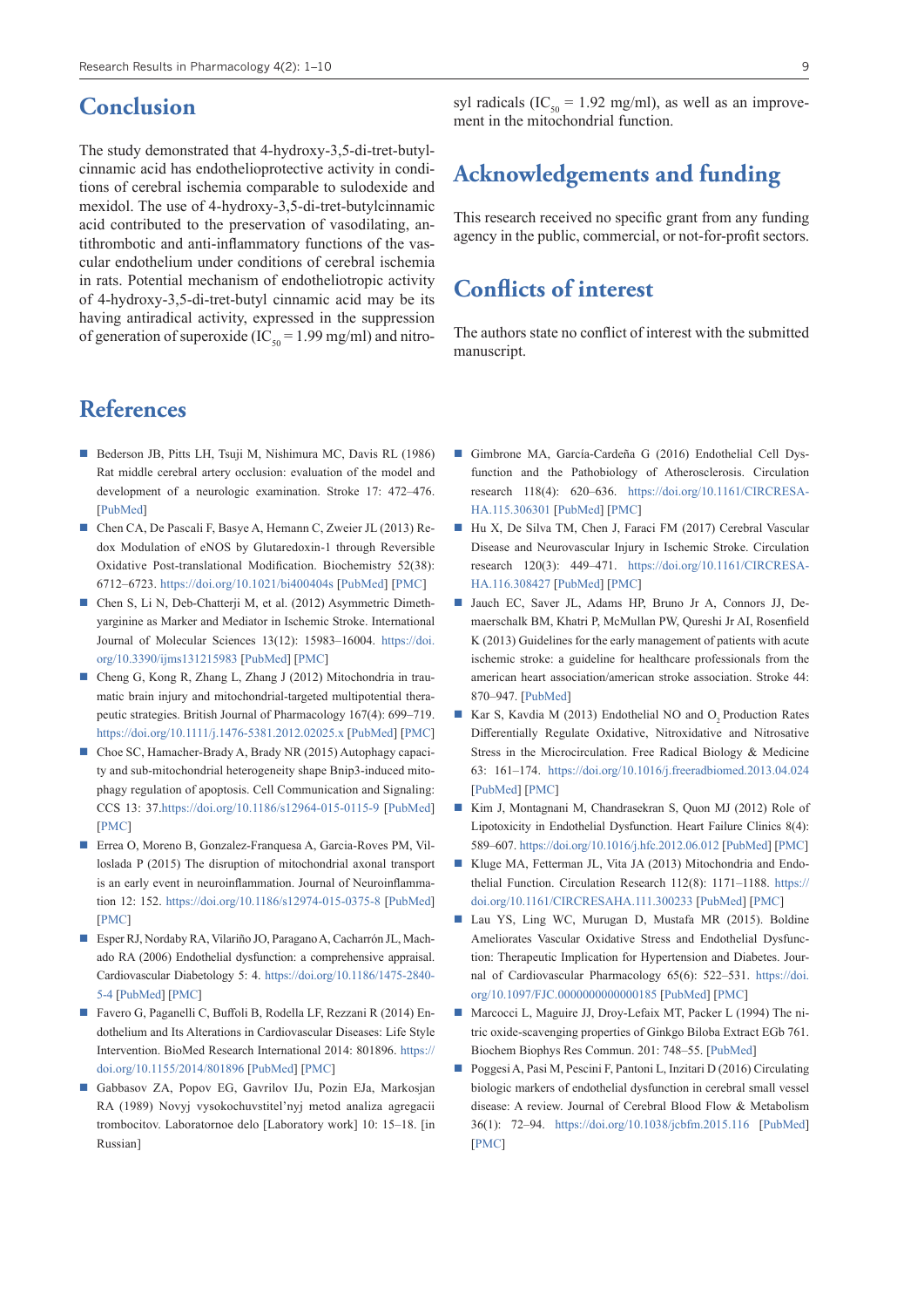## Conclusion

The study demonstrated that 4-hydroxy-3,5-di-tret-butylcinnamic acid has endothelioprotective activity in conditions of cerebral ischemia comparable to sulodexide and mexidol. The use of 4-hydroxy-3,5-di-tret-butylcinnamic acid contributed to the preservation of vasodilating, antithrombotic and anti-inflammatory functions of the vascular endothelium under conditions of cerebral ischemia in rats. Potential mechanism of endotheliotropic activity of 4-hydroxy-3,5-di-tret-butyl cinnamic acid may be its having antiradical activity, expressed in the suppression of generation of superoxide ($IC_{50}$ = 1.99 mg/ml) and nitrosyl radicals ($IC_{50}$ = 1.92 mg/ml), as well as an improvement in the mitochondrial function.

## Acknowledgements and funding

This research received no specific grant from any funding agency in the public, commercial, or not-for-profit sectors.

## Conflicts of interest

The authors state no conflict of interest with the submitted manuscript.

## References

- Bederson JB, Pitts LH, Tsuji M, Nishimura MC, Davis RL (1986) Rat middle cerebral artery occlusion: evaluation of the model and development of a neurologic examination. Stroke 17: 472–476. [PubMed]
- Chen CA, De Pascali F, Basye A, Hemann C, Zweier JL (2013) Redox Modulation of eNOS by Glutaredoxin-1 through Reversible Oxidative Post-translational Modification. Biochemistry 52(38): 6712–6723. https://doi.org/10.1021/bi400404s [PubMed] [PMC]
- Chen S, Li N, Deb-Chatterji M, et al. (2012) Asymmetric Dimethyarginine as Marker and Mediator in Ischemic Stroke. International Journal of Molecular Sciences 13(12): 15983–16004. https://doi.org/10.3390/ijms131215983 [PubMed] [PMC]
- Cheng G, Kong R, Zhang L, Zhang J (2012) Mitochondria in traumatic brain injury and mitochondrial-targeted multipotential therapeutic strategies. British Journal of Pharmacology 167(4): 699–719. https://doi.org/10.1111/j.1476-5381.2012.02025.x [PubMed] [PMC]
- Choe SC, Hamacher-Brady A, Brady NR (2015) Autophagy capacity and sub-mitochondrial heterogeneity shape Bnip3-induced mitophagy regulation of apoptosis. Cell Communication and Signaling: CCS 13: 37.https://doi.org/10.1186/s12964-015-0115-9 [PubMed] [PMC]
- Errea O, Moreno B, Gonzalez-Franquesa A, Garcia-Roves PM, Villoslada P (2015) The disruption of mitochondrial axonal transport is an early event in neuroinflammation. Journal of Neuroinflammation 12: 152. https://doi.org/10.1186/s12974-015-0375-8 [PubMed] [PMC]
- Esper RJ, Nordaby RA, Vilariño JO, Paragano A, Cacharrón JL, Machado RA (2006) Endothelial dysfunction: a comprehensive appraisal. Cardiovascular Diabetology 5: 4. https://doi.org/10.1186/1475-2840-5-4 [PubMed] [PMC]
- Favero G, Paganelli C, Buffoli B, Rodella LF, Rezzani R (2014) Endothelium and Its Alterations in Cardiovascular Diseases: Life Style Intervention. BioMed Research International 2014: 801896. https://doi.org/10.1155/2014/801896 [PubMed] [PMC]
- Gabbasov ZA, Popov EG, Gavrilov IJu, Pozin EJa, Markosjan RA (1989) Novyj vysokochuvstvitel'nyj metod analiza agregacii trombocitov. Laboratornoe delo [Laboratory work] 10: 15–18. [in Russian]
- Gimbrone MA, García-Cardeña G (2016) Endothelial Cell Dysfunction and the Pathobiology of Atherosclerosis. Circulation research 118(4): 620–636. https://doi.org/10.1161/CIRCRESAHA.115.306301 [PubMed] [PMC]
- Hu X, De Silva TM, Chen J, Faraci FM (2017) Cerebral Vascular Disease and Neurovascular Injury in Ischemic Stroke. Circulation research 120(3): 449–471. https://doi.org/10.1161/CIRCRESAHA.116.308427 [PubMed] [PMC]
- Jauch EC, Saver JL, Adams HP, Bruno Jr A, Connors JJ, Demaerschalk BM, Khatri P, McMullan PW, Qureshi Jr AI, Rosenfield K (2013) Guidelines for the early management of patients with acute ischemic stroke: a guideline for healthcare professionals from the american heart association/american stroke association. Stroke 44: 870–947. [PubMed]
- Kar S, Kavdia M (2013) Endothelial NO and $O_2$ Production Rates Differentially Regulate Oxidative, Nitroxidative and Nitrosative Stress in the Microcirculation. Free Radical Biology & Medicine 63: 161–174. https://doi.org/10.1016/j.freeradbiomed.2013.04.024 [PubMed] [PMC]
- Kim J, Montagnani M, Chandrasekran S, Quon MJ (2012) Role of Lipotoxicity in Endothelial Dysfunction. Heart Failure Clinics 8(4): 589–607. https://doi.org/10.1016/j.hfc.2012.06.012 [PubMed] [PMC]
- Kluge MA, Fetterman JL, Vita JA (2013) Mitochondria and Endothelial Function. Circulation Research 112(8): 1171–1188. https://doi.org/10.1161/CIRCRESAHA.111.300233 [PubMed] [PMC]
- Lau YS, Ling WC, Murugan D, Mustafa MR (2015). Boldine Ameliorates Vascular Oxidative Stress and Endothelial Dysfunction: Therapeutic Implication for Hypertension and Diabetes. Journal of Cardiovascular Pharmacology 65(6): 522–531. https://doi.org/10.1097/FJC.0000000000000185 [PubMed] [PMC]
- Marcocci L, Maguire JJ, Droy-Lefaix MT, Packer L (1994) The nitric oxide-scavenging properties of Ginkgo Biloba Extract EGb 761. Biochem Biophys Res Commun. 201: 748–55. [PubMed]
- Poggesi A, Pasi M, Pescini F, Pantoni L, Inzitari D (2016) Circulating biologic markers of endothelial dysfunction in cerebral small vessel disease: A review. Journal of Cerebral Blood Flow & Metabolism 36(1): 72–94. https://doi.org/10.1038/jcbfm.2015.116 [PubMed] [PMC]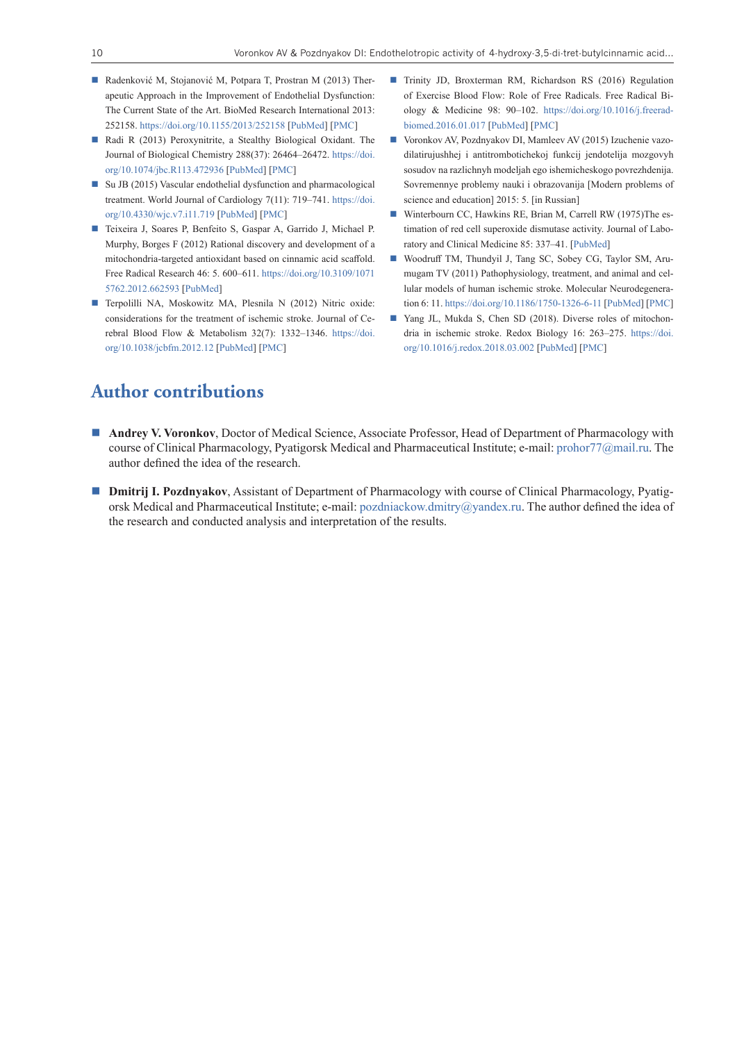- Radenković M, Stojanović M, Potpara T, Prostran M (2013) Therapeutic Approach in the Improvement of Endothelial Dysfunction: The Current State of the Art. BioMed Research International 2013: 252158. https://doi.org/10.1155/2013/252158 [PubMed] [PMC]
- Radi R (2013) Peroxynitrite, a Stealthy Biological Oxidant. The Journal of Biological Chemistry 288(37): 26464–26472. https://doi.org/10.1074/jbc.R113.472936 [PubMed] [PMC]
- Su JB (2015) Vascular endothelial dysfunction and pharmacological treatment. World Journal of Cardiology 7(11): 719–741. https://doi.org/10.4330/wjc.v7.i11.719 [PubMed] [PMC]
- Teixeira J, Soares P, Benfeito S, Gaspar A, Garrido J, Michael P. Murphy, Borges F (2012) Rational discovery and development of a mitochondria-targeted antioxidant based on cinnamic acid scaffold. Free Radical Research 46: 5. 600–611. https://doi.org/10.3109/10715762.2012.662593 [PubMed]
- Terpolilli NA, Moskowitz MA, Plesnila N (2012) Nitric oxide: considerations for the treatment of ischemic stroke. Journal of Cerebral Blood Flow & Metabolism 32(7): 1332–1346. https://doi.org/10.1038/jcbfm.2012.12 [PubMed] [PMC]
- Trinity JD, Broxterman RM, Richardson RS (2016) Regulation of Exercise Blood Flow: Role of Free Radicals. Free Radical Biology & Medicine 98: 90–102. https://doi.org/10.1016/j.freeradbiomed.2016.01.017 [PubMed] [PMC]
- Voronkov AV, Pozdnyakov DI, Mamleev AV (2015) Izuchenie vazodilatirujushhej i antitromboticheкoj funkcij jendotelija mozgovyh sosudov na razlichnyh modeljah ego ishemicheskogo povrezhdenija. Sovremennye problemy nauki i obrazovanija [Modern problems of science and education] 2015: 5. [in Russian]
- Winterbourn CC, Hawkins RE, Brian M, Carrell RW (1975)The estimation of red cell superoxide dismutase activity. Journal of Laboratory and Clinical Medicine 85: 337–41. [PubMed]
- Woodruff TM, Thundyil J, Tang SC, Sobey CG, Taylor SM, Arumugam TV (2011) Pathophysiology, treatment, and animal and cellular models of human ischemic stroke. Molecular Neurodegeneration 6: 11. https://doi.org/10.1186/1750-1326-6-11 [PubMed] [PMC]
- Yang JL, Mukda S, Chen SD (2018). Diverse roles of mitochondria in ischemic stroke. Redox Biology 16: 263–275. https://doi.org/10.1016/j.redox.2018.03.002 [PubMed] [PMC]

## Author contributions

- **Andrey V. Voronkov**, Doctor of Medical Science, Associate Professor, Head of Department of Pharmacology with course of Clinical Pharmacology, Pyatigorsk Medical and Pharmaceutical Institute; e-mail: prohor77@mail.ru. The author defined the idea of the research.
- **Dmitrij I. Pozdnyakov**, Assistant of Department of Pharmacology with course of Clinical Pharmacology, Pyatigorsk Medical and Pharmaceutical Institute; e-mail: pozdniackow.dmitry@yandex.ru. The author defined the idea of the research and conducted analysis and interpretation of the results.